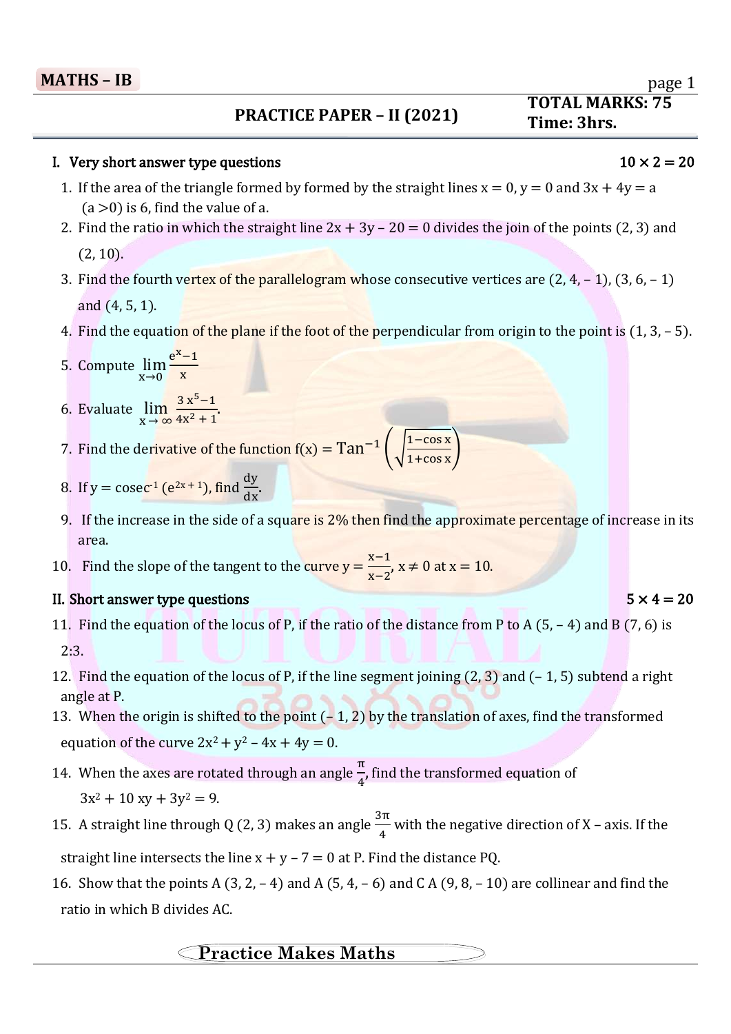**MATHS – IB**

## PRACTICE PAPER – II (2021)

**TOTAL MARKS: 75**
**Time: 3hrs.**

### I. Very short answer type questions $10 \times 2 = 20$

1. If the area of the triangle formed by formed by the straight lines $x = 0$, $y = 0$ and $3x + 4y = a$ $(a > 0)$ is 6, find the value of a.
2. Find the ratio in which the straight line $2x + 3y - 20 = 0$ divides the join of the points (2, 3) and (2, 10).
3. Find the fourth vertex of the parallelogram whose consecutive vertices are (2, 4, – 1), (3, 6, – 1) and (4, 5, 1).
4. Find the equation of the plane if the foot of the perpendicular from origin to the point is (1, 3, – 5).
5. Compute $\lim\limits_{x \to 0} \frac{e^x - 1}{x}$
6. Evaluate $\lim\limits_{x \to \infty} \frac{3x^5 - 1}{4x^2 + 1}$.
7. Find the derivative of the function $f(x) = \text{Tan}^{-1}\left(\sqrt{\frac{1-\cos x}{1+\cos x}}\right)$
8. If $y = \text{cosec}^{-1}\left(e^{2x+1}\right)$, find $\frac{dy}{dx}$.
9. If the increase in the side of a square is 2% then find the approximate percentage of increase in its area.
10. Find the slope of the tangent to the curve $y = \frac{x-1}{x-2}$, $x \neq 0$ at $x = 10$.

### II. Short answer type questions $5 \times 4 = 20$

11. Find the equation of the locus of P, if the ratio of the distance from P to A (5, – 4) and B (7, 6) is 2:3.
12. Find the equation of the locus of P, if the line segment joining (2, 3) and (– 1, 5) subtend a right angle at P.
13. When the origin is shifted to the point (– 1, 2) by the translation of axes, find the transformed equation of the curve $2x^2 + y^2 - 4x + 4y = 0$.
14. When the axes are rotated through an angle $\frac{\pi}{4}$, find the transformed equation of $3x^2 + 10xy + 3y^2 = 9$.
15. A straight line through Q (2, 3) makes an angle $\frac{3\pi}{4}$ with the negative direction of X – axis. If the straight line intersects the line $x + y - 7 = 0$ at P. Find the distance PQ.
16. Show that the points A (3, 2, – 4) and A (5, 4, – 6) and C A (9, 8, – 10) are collinear and find the ratio in which B divides AC.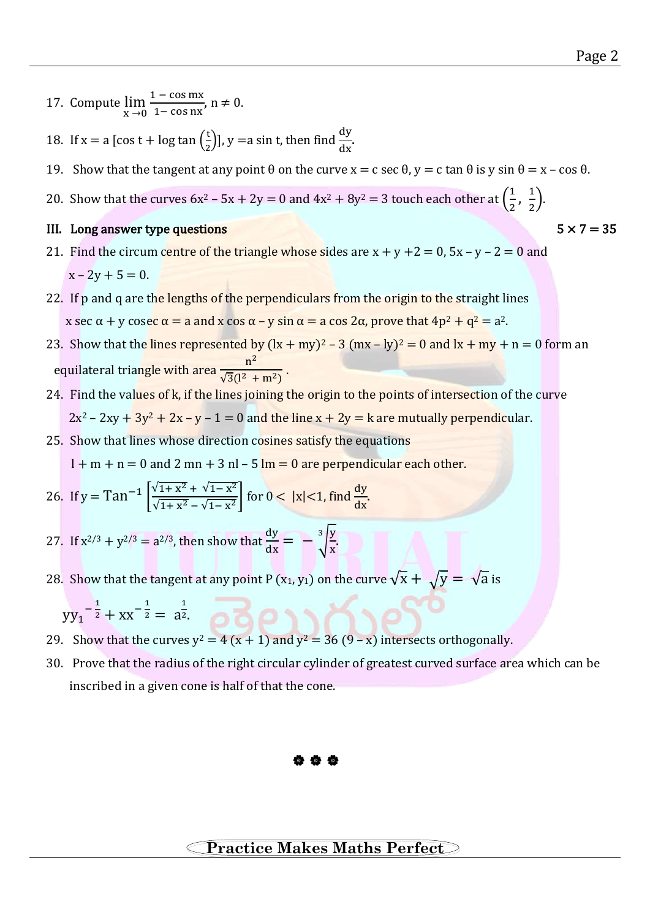17. Compute $\lim_{x \to 0} \frac{1 - \cos mx}{1 - \cos nx}$, $n \neq 0$.

18. If $x = a\left[\cos t + \log \tan\left(\frac{t}{2}\right)\right]$, $y = a \sin t$, then find $\frac{dy}{dx}$.

19. Show that the tangent at any point θ on the curve $x = c \sec \theta$, $y = c \tan \theta$ is $y \sin \theta = x - \cos \theta$.

20. Show that the curves $6x^2 - 5x + 2y = 0$ and $4x^2 + 8y^2 = 3$ touch each other at $\left(\frac{1}{2}, \frac{1}{2}\right)$.

**III. Long answer type questions** **5 × 7 = 35**

21. Find the circum centre of the triangle whose sides are $x + y + 2 = 0$, $5x - y - 2 = 0$ and $x - 2y + 5 = 0$.

22. If p and q are the lengths of the perpendiculars from the origin to the straight lines $x \sec \alpha + y \operatorname{cosec} \alpha = a$ and $x \cos \alpha - y \sin \alpha = a \cos 2\alpha$, prove that $4p^2 + q^2 = a^2$.

23. Show that the lines represented by $(lx + my)^2 - 3(mx - ly)^2 = 0$ and $lx + my + n = 0$ form an equilateral triangle with area $\frac{n^2}{\sqrt{3}(l^2 + m^2)}$.

24. Find the values of k, if the lines joining the origin to the points of intersection of the curve $2x^2 - 2xy + 3y^2 + 2x - y - 1 = 0$ and the line $x + 2y = k$ are mutually perpendicular.

25. Show that lines whose direction cosines satisfy the equations $l + m + n = 0$ and $2mn + 3nl - 5lm = 0$ are perpendicular each other.

26. If $y = \mathrm{Tan}^{-1}\left[\frac{\sqrt{1+x^2} + \sqrt{1-x^2}}{\sqrt{1+x^2} - \sqrt{1-x^2}}\right]$ for $0 < |x| < 1$, find $\frac{dy}{dx}$.

27. If $x^{2/3} + y^{2/3} = a^{2/3}$, then show that $\frac{dy}{dx} = -\sqrt[3]{\frac{y}{x}}$.

28. Show that the tangent at any point P $(x_1, y_1)$ on the curve $\sqrt{x} + \sqrt{y} = \sqrt{a}$ is $yy_1^{-\frac{1}{2}} + xx^{-\frac{1}{2}} = a^{\frac{1}{2}}$.

29. Show that the curves $y^2 = 4(x + 1)$ and $y^2 = 36(9 - x)$ intersects orthogonally.

30. Prove that the radius of the right circular cylinder of greatest curved surface area which can be inscribed in a given cone is half of that the cone.

❁ ❁ ❁